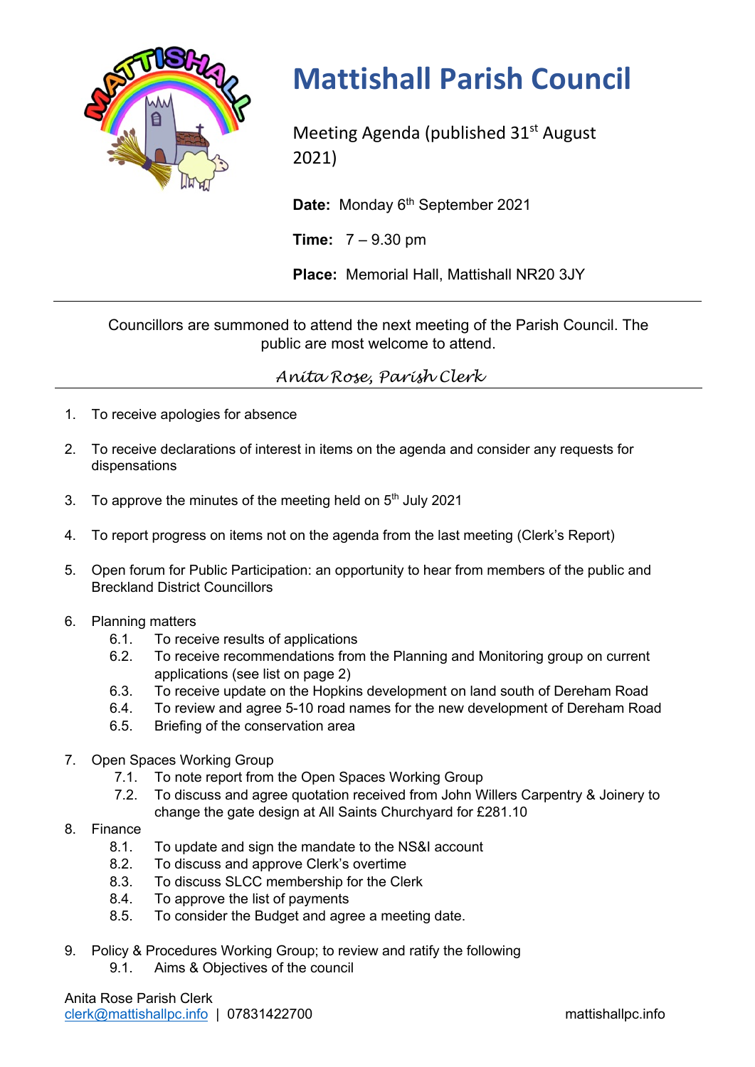# Mattishall Parish Council

Meeting Agenda (published 31st August 2021)

**Date:** Monday 6th September 2021

**Time:** 7 – 9.30 pm

**Place:** Memorial Hall, Mattishall NR20 3JY

---

Councillors are summoned to attend the next meeting of the Parish Council. The public are most welcome to attend.

*Anita Rose, Parish Clerk*

---

1. To receive apologies for absence

2. To receive declarations of interest in items on the agenda and consider any requests for dispensations

3. To approve the minutes of the meeting held on 5th July 2021

4. To report progress on items not on the agenda from the last meeting (Clerk's Report)

5. Open forum for Public Participation: an opportunity to hear from members of the public and Breckland District Councillors

6. Planning matters
   - 6.1. To receive results of applications
   - 6.2. To receive recommendations from the Planning and Monitoring group on current applications (see list on page 2)
   - 6.3. To receive update on the Hopkins development on land south of Dereham Road
   - 6.4. To review and agree 5-10 road names for the new development of Dereham Road
   - 6.5. Briefing of the conservation area

7. Open Spaces Working Group
   - 7.1. To note report from the Open Spaces Working Group
   - 7.2. To discuss and agree quotation received from John Willers Carpentry & Joinery to change the gate design at All Saints Churchyard for £281.10

8. Finance
   - 8.1. To update and sign the mandate to the NS&I account
   - 8.2. To discuss and approve Clerk's overtime
   - 8.3. To discuss SLCC membership for the Clerk
   - 8.4. To approve the list of payments
   - 8.5. To consider the Budget and agree a meeting date.

9. Policy & Procedures Working Group; to review and ratify the following
   - 9.1. Aims & Objectives of the council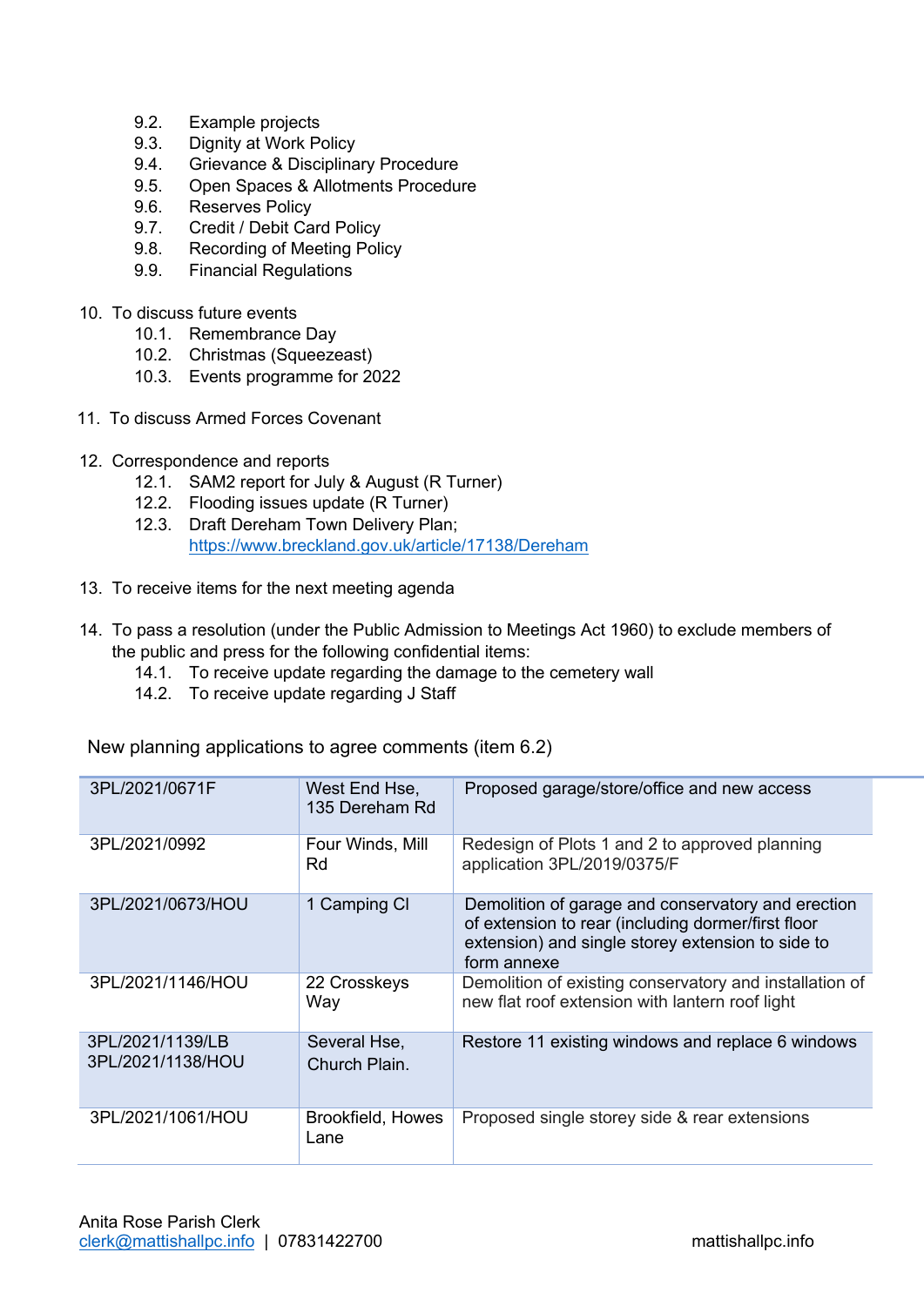- 9.2. Example projects
   - 9.3. Dignity at Work Policy
   - 9.4. Grievance & Disciplinary Procedure
   - 9.5. Open Spaces & Allotments Procedure
   - 9.6. Reserves Policy
   - 9.7. Credit / Debit Card Policy
   - 9.8. Recording of Meeting Policy
   - 9.9. Financial Regulations

10. To discuss future events
    - 10.1. Remembrance Day
    - 10.2. Christmas (Squeezeast)
    - 10.3. Events programme for 2022

11. To discuss Armed Forces Covenant

12. Correspondence and reports
    - 12.1. SAM2 report for July & August (R Turner)
    - 12.2. Flooding issues update (R Turner)
    - 12.3. Draft Dereham Town Delivery Plan; https://www.breckland.gov.uk/article/17138/Dereham

13. To receive items for the next meeting agenda

14. To pass a resolution (under the Public Admission to Meetings Act 1960) to exclude members of the public and press for the following confidential items:
    - 14.1. To receive update regarding the damage to the cemetery wall
    - 14.2. To receive update regarding J Staff

New planning applications to agree comments (item 6.2)

| | | |
|---|---|---|
| 3PL/2021/0671F | West End Hse, 135 Dereham Rd | Proposed garage/store/office and new access |
| 3PL/2021/0992 | Four Winds, Mill Rd | Redesign of Plots 1 and 2 to approved planning application 3PL/2019/0375/F |
| 3PL/2021/0673/HOU | 1 Camping Cl | Demolition of garage and conservatory and erection of extension to rear (including dormer/first floor extension) and single storey extension to side to form annexe |
| 3PL/2021/1146/HOU | 22 Crosskeys Way | Demolition of existing conservatory and installation of new flat roof extension with lantern roof light |
| 3PL/2021/1139/LB 3PL/2021/1138/HOU | Several Hse, Church Plain. | Restore 11 existing windows and replace 6 windows |
| 3PL/2021/1061/HOU | Brookfield, Howes Lane | Proposed single storey side & rear extensions |

Anita Rose Parish Clerk
clerk@mattishallpc.info | 07831422700 mattishallpc.info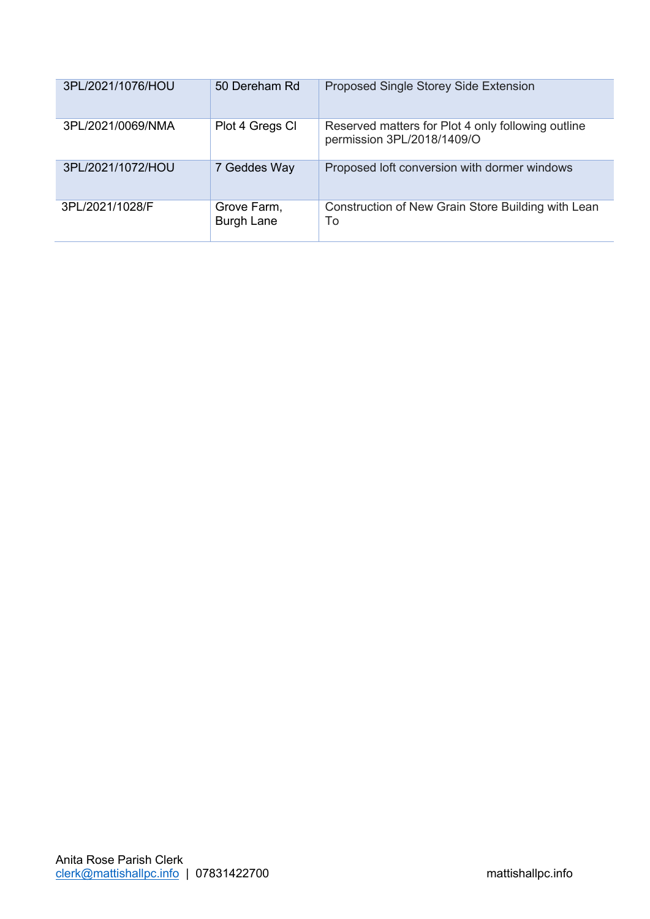| | | |
|---|---|---|
| 3PL/2021/1076/HOU | 50 Dereham Rd | Proposed Single Storey Side Extension |
| 3PL/2021/0069/NMA | Plot 4 Gregs Cl | Reserved matters for Plot 4 only following outline permission 3PL/2018/1409/O |
| 3PL/2021/1072/HOU | 7 Geddes Way | Proposed loft conversion with dormer windows |
| 3PL/2021/1028/F | Grove Farm, Burgh Lane | Construction of New Grain Store Building with Lean To |

Anita Rose Parish Clerk
clerk@mattishallpc.info | 07831422700 mattishallpc.info